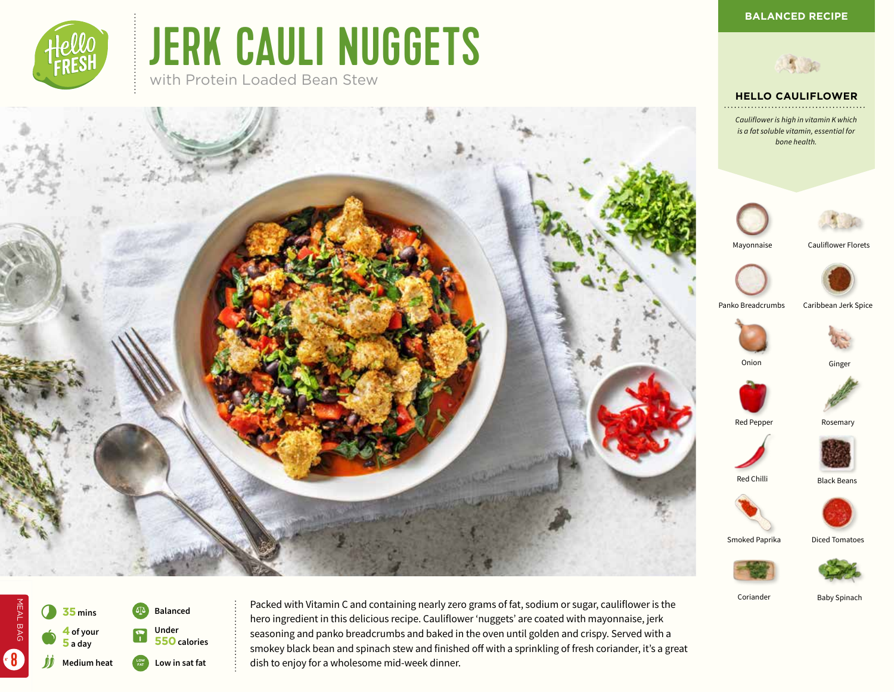# JERK CAULI NUGGETS

with Protein Loaded Bean Stew

**BALANCED RECIPE**

### HELLO CAULIFLOWER

*Cauliflower is high in vitamin K which is a fat soluble vitamin, essential for bone health.*

- Mayonnaise
- Cauliflower Florets
- Panko Breadcrumbs
- Caribbean Jerk Spice
- Onion
- Ginger
- Red Pepper
- Rosemary
- Red Chilli
- Black Beans
- Smoked Paprika
- Diced Tomatoes
- Coriander
- Baby Spinach

MEAL BAG 8

- **35** mins
- **4** of your **5** a day
- Medium heat
- Balanced
- Under **550** calories
- Low in sat fat

Packed with Vitamin C and containing nearly zero grams of fat, sodium or sugar, cauliflower is the hero ingredient in this delicious recipe. Cauliflower 'nuggets' are coated with mayonnaise, jerk seasoning and panko breadcrumbs and baked in the oven until golden and crispy. Served with a smokey black bean and spinach stew and finished off with a sprinkling of fresh coriander, it's a great dish to enjoy for a wholesome mid-week dinner.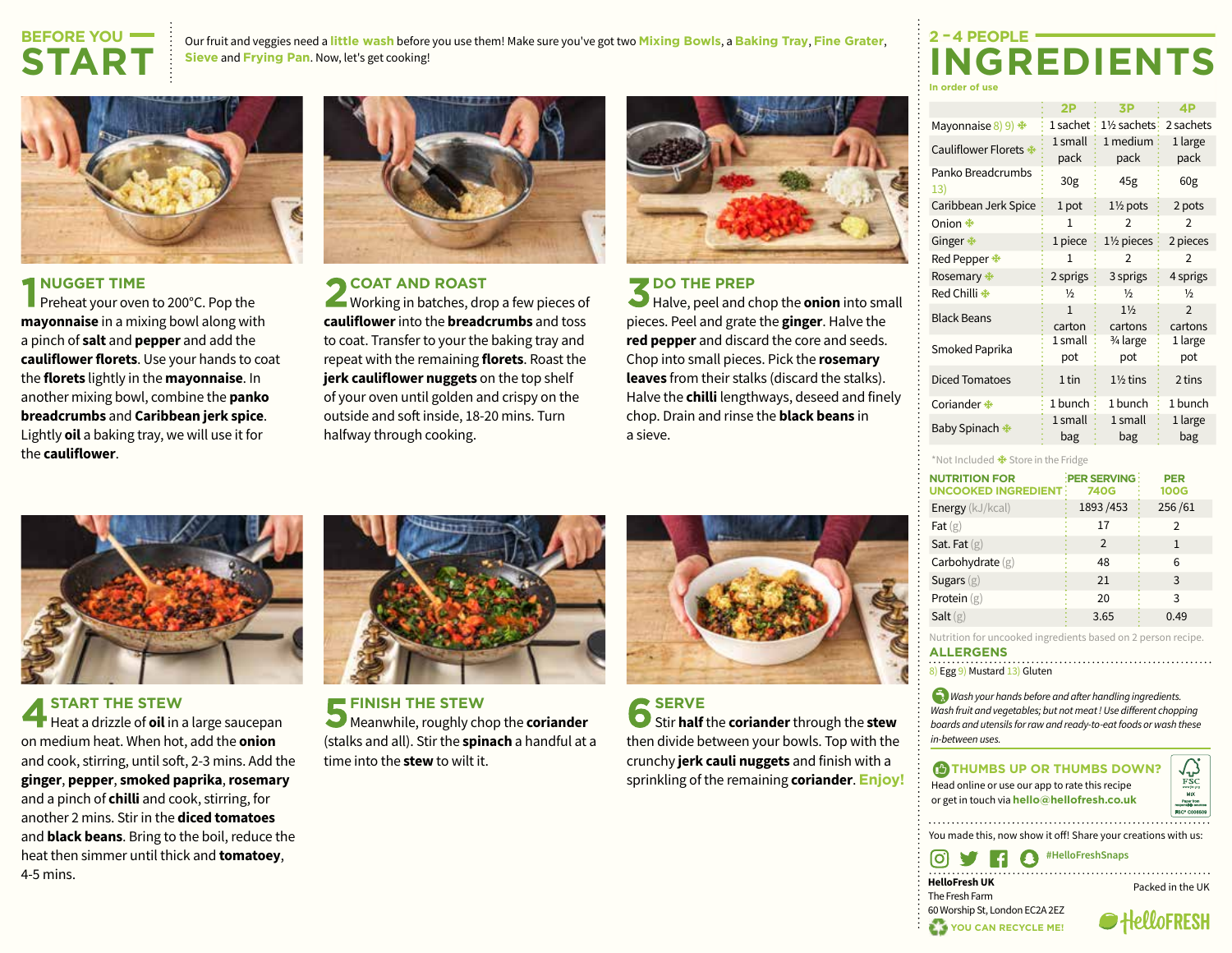## BEFORE YOU START

Our fruit and veggies need a **little wash** before you use them! Make sure you've got two **Mixing Bowls**, a **Baking Tray**, **Fine Grater**, **Sieve** and **Frying Pan**. Now, let's get cooking!

### 1 NUGGET TIME

Preheat your oven to 200°C. Pop the **mayonnaise** in a mixing bowl along with a pinch of **salt** and **pepper** and add the **cauliflower florets**. Use your hands to coat the **florets** lightly in the **mayonnaise**. In another mixing bowl, combine the **panko breadcrumbs** and **Caribbean jerk spice**. Lightly **oil** a baking tray, we will use it for the **cauliflower**.

### 2 COAT AND ROAST

Working in batches, drop a few pieces of **cauliflower** into the **breadcrumbs** and toss to coat. Transfer to your the baking tray and repeat with the remaining **florets**. Roast the **jerk cauliflower nuggets** on the top shelf of your oven until golden and crispy on the outside and soft inside, 18-20 mins. Turn halfway through cooking.

### 3 DO THE PREP

Halve, peel and chop the **onion** into small pieces. Peel and grate the **ginger**. Halve the **red pepper** and discard the core and seeds. Chop into small pieces. Pick the **rosemary leaves** from their stalks (discard the stalks). Halve the **chilli** lengthways, deseed and finely chop. Drain and rinse the **black beans** in a sieve.

### 4 START THE STEW

Heat a drizzle of **oil** in a large saucepan on medium heat. When hot, add the **onion** and cook, stirring, until soft, 2-3 mins. Add the **ginger**, **pepper**, **smoked paprika**, **rosemary** and a pinch of **chilli** and cook, stirring, for another 2 mins. Stir in the **diced tomatoes** and **black beans**. Bring to the boil, reduce the heat then simmer until thick and **tomatoey**, 4-5 mins.

### 5 FINISH THE STEW

Meanwhile, roughly chop the **coriander** (stalks and all). Stir the **spinach** a handful at a time into the **stew** to wilt it.

### 6 SERVE

Stir **half** the **coriander** through the **stew** then divide between your bowls. Top with the crunchy **jerk cauli nuggets** and finish with a sprinkling of the remaining **coriander**. **Enjoy!**

## 2-4 PEOPLE INGREDIENTS

In order of use

| | 2P | 3P | 4P |
|---|---|---|---|
| Mayonnaise 8) 9) ❉ | 1 sachet | 1½ sachets | 2 sachets |
| Cauliflower Florets ❉ | 1 small pack | 1 medium pack | 1 large pack |
| Panko Breadcrumbs 13) | 30g | 45g | 60g |
| Caribbean Jerk Spice | 1 pot | 1½ pots | 2 pots |
| Onion ❉ | 1 | 2 | 2 |
| Ginger ❉ | 1 piece | 1½ pieces | 2 pieces |
| Red Pepper ❉ | 1 | 2 | 2 |
| Rosemary ❉ | 2 sprigs | 3 sprigs | 4 sprigs |
| Red Chilli ❉ | ½ | ½ | ½ |
| Black Beans | 1 carton | 1½ cartons | 2 cartons |
| Smoked Paprika | 1 small pot | ¾ large pot | 1 large pot |
| Diced Tomatoes | 1 tin | 1½ tins | 2 tins |
| Coriander ❉ | 1 bunch | 1 bunch | 1 bunch |
| Baby Spinach ❉ | 1 small bag | 1 small bag | 1 large bag |

*Not Included ❉ Store in the Fridge

| NUTRITION FOR UNCOOKED INGREDIENT | PER SERVING 740G | PER 100G |
|---|---|---|
| Energy (kJ/kcal) | 1893 /453 | 256 /61 |
| Fat (g) | 17 | 2 |
| Sat. Fat (g) | 2 | 1 |
| Carbohydrate (g) | 48 | 6 |
| Sugars (g) | 21 | 3 |
| Protein (g) | 20 | 3 |
| Salt (g) | 3.65 | 0.49 |

Nutrition for uncooked ingredients based on 2 person recipe.

### ALLERGENS

8) Egg 9) Mustard 13) Gluten

*Wash your hands before and after handling ingredients. Wash fruit and vegetables; but not meat ! Use different chopping boards and utensils for raw and ready-to-eat foods or wash these in-between uses.*

### THUMBS UP OR THUMBS DOWN?

Head online or use our app to rate this recipe or get in touch via **hello@hellofresh.co.uk**

You made this, now show it off! Share your creations with us:

#HelloFreshSnaps

**HelloFresh UK**
The Fresh Farm
60 Worship St, London EC2A 2EZ

Packed in the UK

YOU CAN RECYCLE ME!